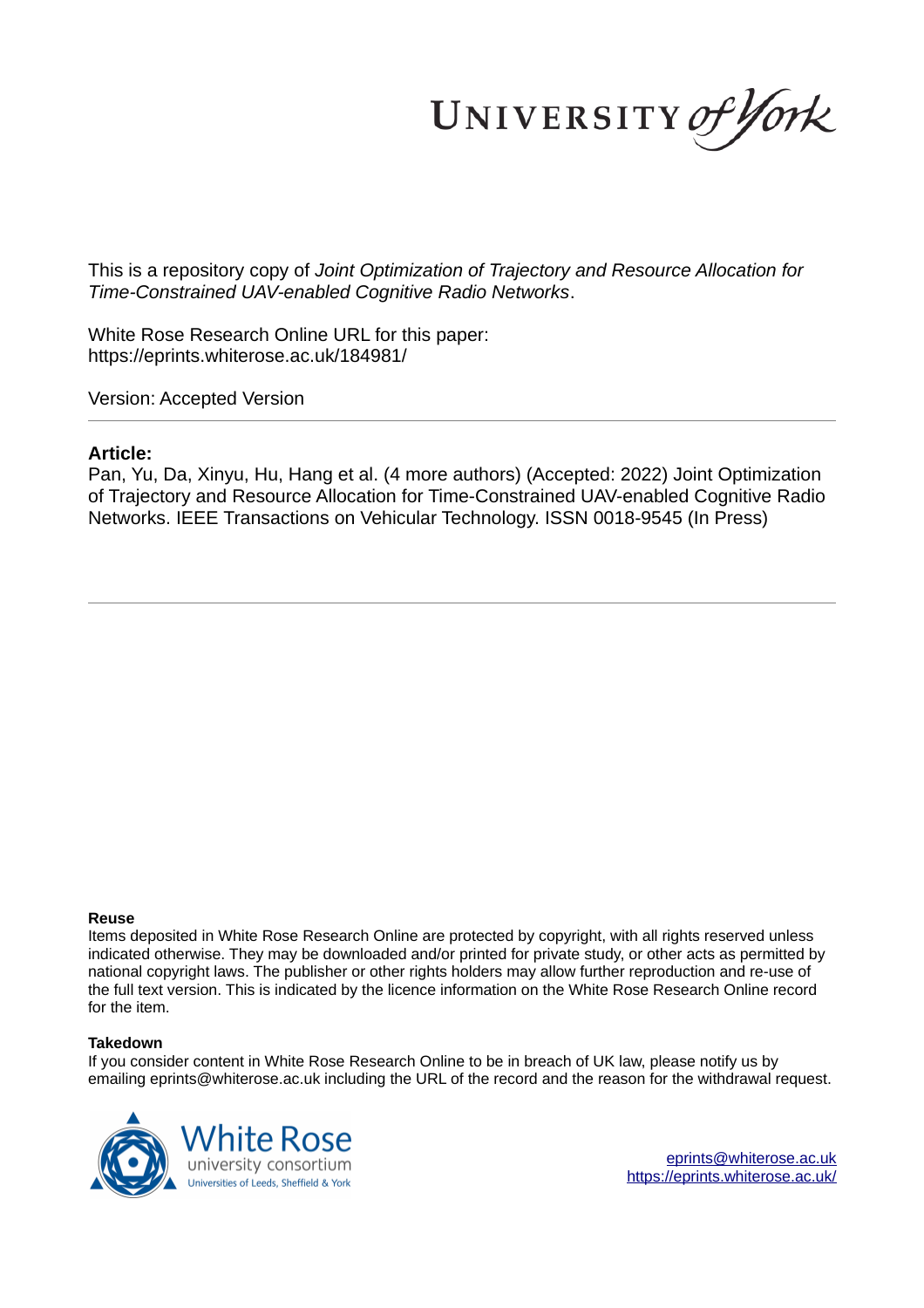This is a repository copy of *Joint Optimization of Trajectory and Resource Allocation for Time-Constrained UAV-enabled Cognitive Radio Networks*.

White Rose Research Online URL for this paper:
https://eprints.whiterose.ac.uk/184981/

Version: Accepted Version

**Article:**

Pan, Yu, Da, Xinyu, Hu, Hang et al. (4 more authors) (Accepted: 2022) Joint Optimization of Trajectory and Resource Allocation for Time-Constrained UAV-enabled Cognitive Radio Networks. IEEE Transactions on Vehicular Technology. ISSN 0018-9545 (In Press)

**Reuse**

Items deposited in White Rose Research Online are protected by copyright, with all rights reserved unless indicated otherwise. They may be downloaded and/or printed for private study, or other acts as permitted by national copyright laws. The publisher or other rights holders may allow further reproduction and re-use of the full text version. This is indicated by the licence information on the White Rose Research Online record for the item.

**Takedown**

If you consider content in White Rose Research Online to be in breach of UK law, please notify us by emailing eprints@whiterose.ac.uk including the URL of the record and the reason for the withdrawal request.

eprints@whiterose.ac.uk
https://eprints.whiterose.ac.uk/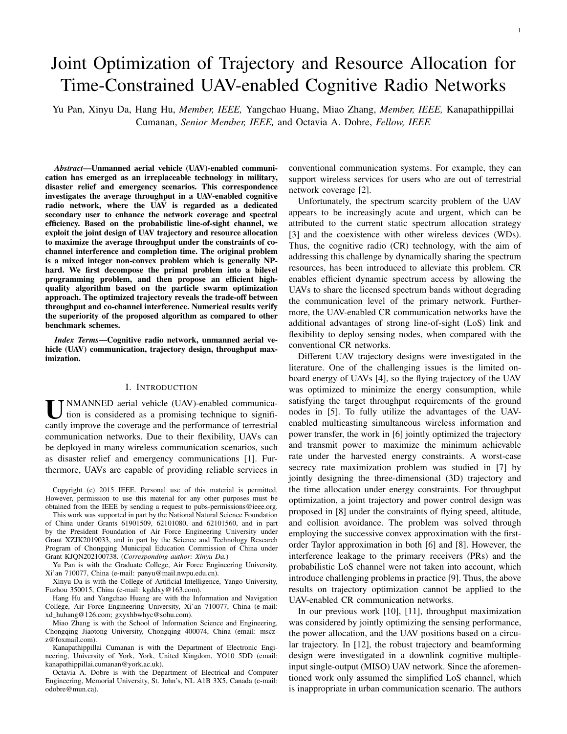# Joint Optimization of Trajectory and Resource Allocation for Time-Constrained UAV-enabled Cognitive Radio Networks

Yu Pan, Xinyu Da, Hang Hu, *Member, IEEE,* Yangchao Huang, Miao Zhang, *Member, IEEE,* Kanapathippillai Cumanan, *Senior Member, IEEE,* and Octavia A. Dobre, *Fellow, IEEE*

***Abstract*—Unmanned aerial vehicle (UAV)-enabled communication has emerged as an irreplaceable technology in military, disaster relief and emergency scenarios. This correspondence investigates the average throughput in a UAV-enabled cognitive radio network, where the UAV is regarded as a dedicated secondary user to enhance the network coverage and spectral efficiency. Based on the probabilistic line-of-sight channel, we exploit the joint design of UAV trajectory and resource allocation to maximize the average throughput under the constraints of co-channel interference and completion time. The original problem is a mixed integer non-convex problem which is generally NP-hard. We first decompose the primal problem into a bilevel programming problem, and then propose an efficient high-quality algorithm based on the particle swarm optimization approach. The optimized trajectory reveals the trade-off between throughput and co-channel interference. Numerical results verify the superiority of the proposed algorithm as compared to other benchmark schemes.**

***Index Terms*—Cognitive radio network, unmanned aerial vehicle (UAV) communication, trajectory design, throughput maximization.**

## I. INTRODUCTION

UNMANNED aerial vehicle (UAV)-enabled communication is considered as a promising technique to significantly improve the coverage and the performance of terrestrial communication networks. Due to their flexibility, UAVs can be deployed in many wireless communication scenarios, such as disaster relief and emergency communications [1]. Furthermore, UAVs are capable of providing reliable services in conventional communication systems. For example, they can support wireless services for users who are out of terrestrial network coverage [2].

Unfortunately, the spectrum scarcity problem of the UAV appears to be increasingly acute and urgent, which can be attributed to the current static spectrum allocation strategy [3] and the coexistence with other wireless devices (WDs). Thus, the cognitive radio (CR) technology, with the aim of addressing this challenge by dynamically sharing the spectrum resources, has been introduced to alleviate this problem. CR enables efficient dynamic spectrum access by allowing the UAVs to share the licensed spectrum bands without degrading the communication level of the primary network. Furthermore, the UAV-enabled CR communication networks have the additional advantages of strong line-of-sight (LoS) link and flexibility to deploy sensing nodes, when compared with the conventional CR networks.

Different UAV trajectory designs were investigated in the literature. One of the challenging issues is the limited on-board energy of UAVs [4], so the flying trajectory of the UAV was optimized to minimize the energy consumption, while satisfying the target throughput requirements of the ground nodes in [5]. To fully utilize the advantages of the UAV-enabled multicasting simultaneous wireless information and power transfer, the work in [6] jointly optimized the trajectory and transmit power to maximize the minimum achievable rate under the harvested energy constraints. A worst-case secrecy rate maximization problem was studied in [7] by jointly designing the three-dimensional (3D) trajectory and the time allocation under energy constraints. For throughput optimization, a joint trajectory and power control design was proposed in [8] under the constraints of flying speed, altitude, and collision avoidance. The problem was solved through employing the successive convex approximation with the first-order Taylor approximation in both [6] and [8]. However, the interference leakage to the primary receivers (PRs) and the probabilistic LoS channel were not taken into account, which introduce challenging problems in practice [9]. Thus, the above results on trajectory optimization cannot be applied to the UAV-enabled CR communication networks.

In our previous work [10], [11], throughput maximization was considered by jointly optimizing the sensing performance, the power allocation, and the UAV positions based on a circular trajectory. In [12], the robust trajectory and beamforming design were investigated in a downlink cognitive multiple-input single-output (MISO) UAV network. Since the aforementioned work only assumed the simplified LoS channel, which is inappropriate in urban communication scenario. The authors

Copyright (c) 2015 IEEE. Personal use of this material is permitted. However, permission to use this material for any other purposes must be obtained from the IEEE by sending a request to pubs-permissions@ieee.org.

This work was supported in part by the National Natural Science Foundation of China under Grants 61901509, 62101080, and 62101560, and in part by the President Foundation of Air Force Engineering University under Grant XZJK2019033, and in part by the Science and Technology Research Program of Chongqing Municipal Education Commission of China under Grant KJQN202100738. (*Corresponding author: Xinyu Da.*)

Yu Pan is with the Graduate College, Air Force Engineering University, Xi'an 710077, China (e-mail: panyu@mail.nwpu.edu.cn).

Xinyu Da is with the College of Artificial Intelligence, Yango University, Fuzhou 350015, China (e-mail: kgddxy@163.com).

Hang Hu and Yangchao Huang are with the Information and Navigation College, Air Force Engineering University, Xi'an 710077, China (e-mail: xd_huhang@126.com; gxyxhbwhyc@sohu.com).

Miao Zhang is with the School of Information Science and Engineering, Chongqing Jiaotong University, Chongqing 400074, China (email: mscz-z@foxmail.com).

Kanapathippillai Cumanan is with the Department of Electronic Engineering, University of York, York, United Kingdom, YO10 5DD (email: kanapathippillai.cumanan@york.ac.uk).

Octavia A. Dobre is with the Department of Electrical and Computer Engineering, Memorial University, St. John's, NL A1B 3X5, Canada (e-mail: odobre@mun.ca).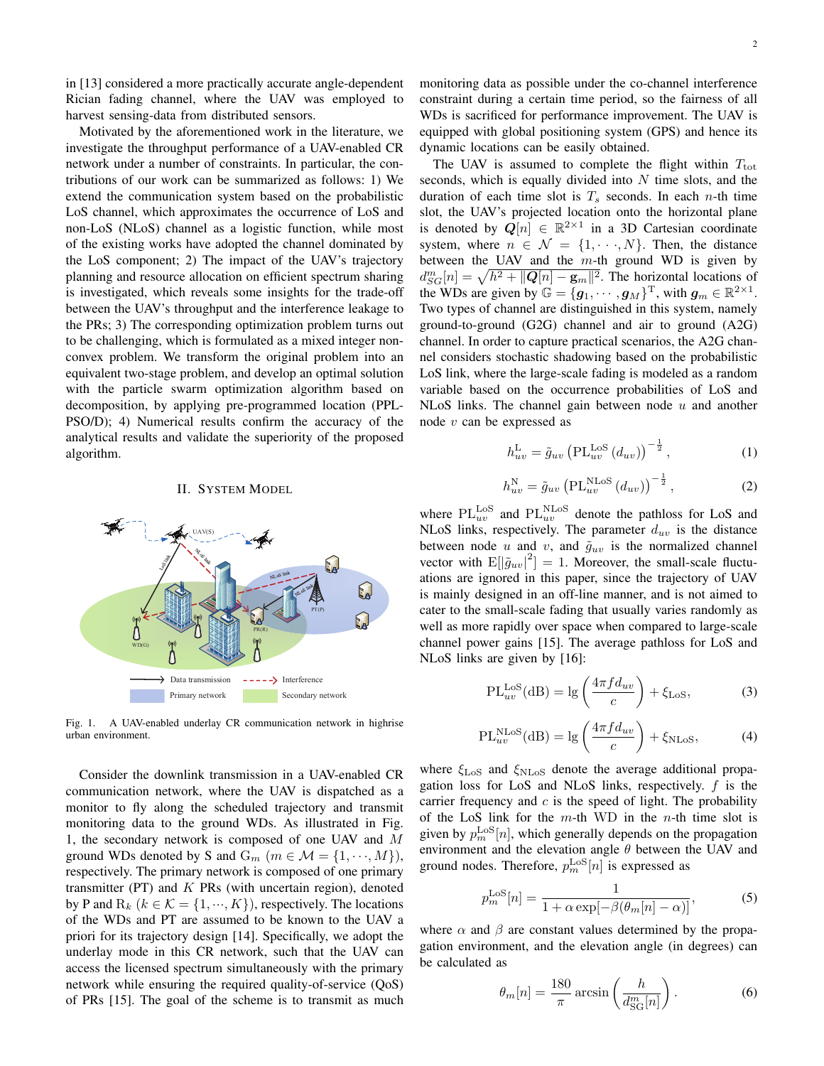in [13] considered a more practically accurate angle-dependent Rician fading channel, where the UAV was employed to harvest sensing-data from distributed sensors.

Motivated by the aforementioned work in the literature, we investigate the throughput performance of a UAV-enabled CR network under a number of constraints. In particular, the contributions of our work can be summarized as follows: 1) We extend the communication system based on the probabilistic LoS channel, which approximates the occurrence of LoS and non-LoS (NLoS) channel as a logistic function, while most of the existing works have adopted the channel dominated by the LoS component; 2) The impact of the UAV's trajectory planning and resource allocation on efficient spectrum sharing is investigated, which reveals some insights for the trade-off between the UAV's throughput and the interference leakage to the PRs; 3) The corresponding optimization problem turns out to be challenging, which is formulated as a mixed integer non-convex problem. We transform the original problem into an equivalent two-stage problem, and develop an optimal solution with the particle swarm optimization algorithm based on decomposition, by applying pre-programmed location (PPL-PSO/D); 4) Numerical results confirm the accuracy of the analytical results and validate the superiority of the proposed algorithm.

## II. System Model

Fig. 1. A UAV-enabled underlay CR communication network in highrise urban environment.

Consider the downlink transmission in a UAV-enabled CR communication network, where the UAV is dispatched as a monitor to fly along the scheduled trajectory and transmit monitoring data to the ground WDs. As illustrated in Fig. 1, the secondary network is composed of one UAV and $M$ ground WDs denoted by S and $\mathrm{G}_m$ $(m \in \mathcal{M} = \{1, \cdots, M\})$, respectively. The primary network is composed of one primary transmitter (PT) and $K$ PRs (with uncertain region), denoted by P and $\mathrm{R}_k$ $(k \in \mathcal{K} = \{1, \cdots, K\})$, respectively. The locations of the WDs and PT are assumed to be known to the UAV a priori for its trajectory design [14]. Specifically, we adopt the underlay mode in this CR network, such that the UAV can access the licensed spectrum simultaneously with the primary network while ensuring the required quality-of-service (QoS) of PRs [15]. The goal of the scheme is to transmit as much monitoring data as possible under the co-channel interference constraint during a certain time period, so the fairness of all WDs is sacrificed for performance improvement. The UAV is equipped with global positioning system (GPS) and hence its dynamic locations can be easily obtained.

The UAV is assumed to complete the flight within $T_{\rm tot}$ seconds, which is equally divided into $N$ time slots, and the duration of each time slot is $T_s$ seconds. In each $n$-th time slot, the UAV's projected location onto the horizontal plane is denoted by $\boldsymbol{Q}[n] \in \mathbb{R}^{2\times 1}$ in a 3D Cartesian coordinate system, where $n \in \mathcal{N} = \{1, \cdots, N\}$. Then, the distance between the UAV and the $m$-th ground WD is given by $d_{SG}^{m}[n] = \sqrt{h^2 + \|\boldsymbol{Q}[n] - \mathbf{g}_m\|^2}$. The horizontal locations of the WDs are given by $\mathbb{G} = \{\boldsymbol{g}_1, \cdots, \boldsymbol{g}_M\}^{\rm T}$, with $\boldsymbol{g}_m \in \mathbb{R}^{2\times 1}$. Two types of channel are distinguished in this system, namely ground-to-ground (G2G) channel and air to ground (A2G) channel. In order to capture practical scenarios, the A2G channel considers stochastic shadowing based on the probabilistic LoS link, where the large-scale fading is modeled as a random variable based on the occurrence probabilities of LoS and NLoS links. The channel gain between node $u$ and another node $v$ can be expressed as

$$h_{uv}^{\rm L} = \tilde{g}_{uv}\left(\mathrm{PL}_{uv}^{\rm LoS}\left(d_{uv}\right)\right)^{-\frac{1}{2}}, \tag{1}$$

$$h_{uv}^{\rm N} = \tilde{g}_{uv}\left(\mathrm{PL}_{uv}^{\rm NLoS}\left(d_{uv}\right)\right)^{-\frac{1}{2}}, \tag{2}$$

where $\mathrm{PL}_{uv}^{\rm LoS}$ and $\mathrm{PL}_{uv}^{\rm NLoS}$ denote the pathloss for LoS and NLoS links, respectively. The parameter $d_{uv}$ is the distance between node $u$ and $v$, and $\tilde{g}_{uv}$ is the normalized channel vector with $\mathrm{E}[|\tilde{g}_{uv}|^2] = 1$. Moreover, the small-scale fluctuations are ignored in this paper, since the trajectory of UAV is mainly designed in an off-line manner, and is not aimed to cater to the small-scale fading that usually varies randomly as well as more rapidly over space when compared to large-scale channel power gains [15]. The average pathloss for LoS and NLoS links are given by [16]:

$$\mathrm{PL}_{uv}^{\rm LoS}(\mathrm{dB}) = \lg\left(\frac{4\pi f d_{uv}}{c}\right) + \xi_{\rm LoS}, \tag{3}$$

$$\mathrm{PL}_{uv}^{\rm NLoS}(\mathrm{dB}) = \lg\left(\frac{4\pi f d_{uv}}{c}\right) + \xi_{\rm NLoS}, \tag{4}$$

where $\xi_{\rm LoS}$ and $\xi_{\rm NLoS}$ denote the average additional propagation loss for LoS and NLoS links, respectively. $f$ is the carrier frequency and $c$ is the speed of light. The probability of the LoS link for the $m$-th WD in the $n$-th time slot is given by $p_m^{\rm LoS}[n]$, which generally depends on the propagation environment and the elevation angle $\theta$ between the UAV and ground nodes. Therefore, $p_m^{\rm LoS}[n]$ is expressed as

$$p_m^{\rm LoS}[n] = \frac{1}{1 + \alpha \exp[-\beta(\theta_m[n] - \alpha)]}, \tag{5}$$

where $\alpha$ and $\beta$ are constant values determined by the propagation environment, and the elevation angle (in degrees) can be calculated as

$$\theta_m[n] = \frac{180}{\pi}\arcsin\left(\frac{h}{d_{\rm SG}^{m}[n]}\right). \tag{6}$$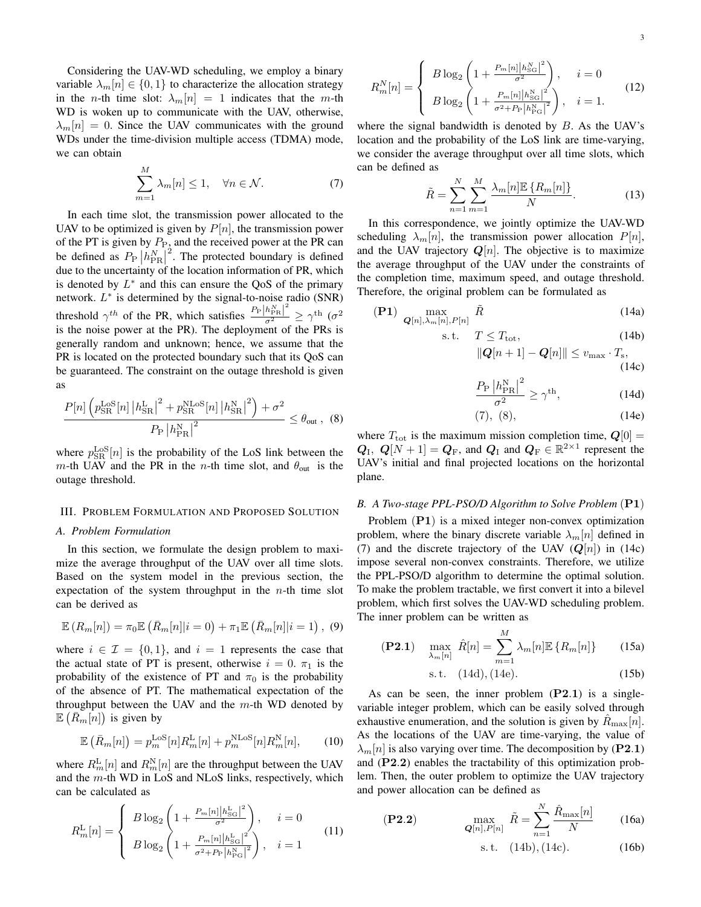Considering the UAV-WD scheduling, we employ a binary variable $\lambda_m[n] \in \{0,1\}$ to characterize the allocation strategy in the $n$-th time slot: $\lambda_m[n] = 1$ indicates that the $m$-th WD is woken up to communicate with the UAV, otherwise, $\lambda_m[n] = 0$. Since the UAV communicates with the ground WDs under the time-division multiple access (TDMA) mode, we can obtain

$$\sum_{m=1}^{M} \lambda_m[n] \leq 1, \quad \forall n \in \mathcal{N}. \tag{7}$$

In each time slot, the transmission power allocated to the UAV to be optimized is given by $P[n]$, the transmission power of the PT is given by $P_{\mathrm{P}}$, and the received power at the PR can be defined as $P_{\mathrm{P}} \left|h_{\mathrm{PR}}^{N}\right|^2$. The protected boundary is defined due to the uncertainty of the location information of PR, which is denoted by $L^*$ and this can ensure the QoS of the primary network. $L^*$ is determined by the signal-to-noise radio (SNR) threshold $\gamma^{th}$ of the PR, which satisfies $\frac{P_{\mathrm{P}}\left|h_{\mathrm{PR}}^{N}\right|^2}{\sigma^2} \geq \gamma^{\mathrm{th}}$ ($\sigma^2$ is the noise power at the PR). The deployment of the PRs is generally random and unknown; hence, we assume that the PR is located on the protected boundary such that its QoS can be guaranteed. The constraint on the outage threshold is given as

$$\frac{P[n]\left(p_{\mathrm{SR}}^{\mathrm{LoS}}[n]\left|h_{\mathrm{SR}}^{\mathrm{L}}\right|^2 + p_{\mathrm{SR}}^{\mathrm{NLoS}}[n]\left|h_{\mathrm{SR}}^{\mathrm{N}}\right|^2\right) + \sigma^2}{P_{\mathrm{P}}\left|h_{\mathrm{PR}}^{\mathrm{N}}\right|^2} \leq \theta_{\mathrm{out}}, \tag{8}$$

where $p_{\mathrm{SR}}^{\mathrm{LoS}}[n]$ is the probability of the LoS link between the $m$-th UAV and the PR in the $n$-th time slot, and $\theta_{\mathrm{out}}$ is the outage threshold.

## III. Problem Formulation and Proposed Solution

### A. Problem Formulation

In this section, we formulate the design problem to maximize the average throughput of the UAV over all time slots. Based on the system model in the previous section, the expectation of the system throughput in the $n$-th time slot can be derived as

$$\mathbb{E}\left(R_m[n]\right) = \pi_0 \mathbb{E}\left(\bar{R}_m[n] | i=0\right) + \pi_1 \mathbb{E}\left(\bar{R}_m[n] | i=1\right), \tag{9}$$

where $i \in \mathcal{I} = \{0,1\}$, and $i=1$ represents the case that the actual state of PT is present, otherwise $i=0$. $\pi_1$ is the probability of the existence of PT and $\pi_0$ is the probability of the absence of PT. The mathematical expectation of the throughput between the UAV and the $m$-th WD denoted by $\mathbb{E}\left(\bar{R}_m[n]\right)$ is given by

$$\mathbb{E}\left(\bar{R}_m[n]\right) = p_m^{\mathrm{LoS}}[n] R_m^{\mathrm{L}}[n] + p_m^{\mathrm{NLoS}}[n] R_m^{\mathrm{N}}[n], \tag{10}$$

where $R_m^{\mathrm{L}}[n]$ and $R_m^{\mathrm{N}}[n]$ are the throughput between the UAV and the $m$-th WD in LoS and NLoS links, respectively, which can be calculated as

$$R_m^{\mathrm{L}}[n] = \begin{cases} B\log_2\left(1 + \frac{P_m[n]\left|h_{\mathrm{SG}}^{\mathrm{L}}\right|^2}{\sigma^2}\right), & i=0 \\ B\log_2\left(1 + \frac{P_m[n]\left|h_{\mathrm{SG}}^{\mathrm{L}}\right|^2}{\sigma^2 + P_{\mathrm{P}}\left|h_{\mathrm{PG}}^{\mathrm{N}}\right|^2}\right), & i=1 \end{cases} \tag{11}$$

$$R_m^{N}[n] = \begin{cases} B\log_2\left(1 + \frac{P_m[n]\left|h_{\mathrm{SG}}^{N}\right|^2}{\sigma^2}\right), & i=0 \\ B\log_2\left(1 + \frac{P_m[n]\left|h_{\mathrm{SG}}^{\mathrm{N}}\right|^2}{\sigma^2 + P_{\mathrm{P}}\left|h_{\mathrm{PG}}^{\mathrm{N}}\right|^2}\right), & i=1. \end{cases} \tag{12}$$

where the signal bandwidth is denoted by $B$. As the UAV's location and the probability of the LoS link are time-varying, we consider the average throughput over all time slots, which can be defined as

$$\tilde{R} = \sum_{n=1}^{N}\sum_{m=1}^{M} \frac{\lambda_m[n]\mathbb{E}\left\{R_m[n]\right\}}{N}. \tag{13}$$

In this correspondence, we jointly optimize the UAV-WD scheduling $\lambda_m[n]$, the transmission power allocation $P[n]$, and the UAV trajectory $\boldsymbol{Q}[n]$. The objective is to maximize the average throughput of the UAV under the constraints of the completion time, maximum speed, and outage threshold. Therefore, the original problem can be formulated as

$$(\mathbf{P1}) \quad \max_{\boldsymbol{Q}[n],\lambda_m[n],P[n]} \ \tilde{R} \tag{14a}$$

$$\text{s.t.} \quad T \leq T_{\mathrm{tot}}, \tag{14b}$$

$$\|\boldsymbol{Q}[n+1] - \boldsymbol{Q}[n]\| \leq v_{\max} \cdot T_{\mathrm{s}}, \tag{14c}$$

$$\frac{P_{\mathrm{P}}\left|h_{\mathrm{PR}}^{\mathrm{N}}\right|^2}{\sigma^2} \geq \gamma^{\mathrm{th}}, \tag{14d}$$

$$(7),\ (8), \tag{14e}$$

where $T_{\mathrm{tot}}$ is the maximum mission completion time, $\boldsymbol{Q}[0] = \boldsymbol{Q}_{\mathrm{I}}$, $\boldsymbol{Q}[N+1] = \boldsymbol{Q}_{\mathrm{F}}$, and $\boldsymbol{Q}_{\mathrm{I}}$ and $\boldsymbol{Q}_{\mathrm{F}} \in \mathbb{R}^{2\times 1}$ represent the UAV's initial and final projected locations on the horizontal plane.

### B. A Two-stage PPL-PSO/D Algorithm to Solve Problem (P1)

Problem $(\mathbf{P1})$ is a mixed integer non-convex optimization problem, where the binary discrete variable $\lambda_m[n]$ defined in (7) and the discrete trajectory of the UAV ($\boldsymbol{Q}[n]$) in (14c) impose several non-convex constraints. Therefore, we utilize the PPL-PSO/D algorithm to determine the optimal solution. To make the problem tractable, we first convert it into a bilevel problem, which first solves the UAV-WD scheduling problem. The inner problem can be written as

$$(\mathbf{P2.1}) \quad \max_{\lambda_m[n]} \ \hat{R}[n] = \sum_{m=1}^{M} \lambda_m[n]\mathbb{E}\left\{R_m[n]\right\} \tag{15a}$$

$$\text{s.t.} \quad (14\text{d}), (14\text{e}). \tag{15b}$$

As can be seen, the inner problem $(\mathbf{P2.1})$ is a single-variable integer problem, which can be easily solved through exhaustive enumeration, and the solution is given by $\hat{R}_{\max}[n]$. As the locations of the UAV are time-varying, the value of $\lambda_m[n]$ is also varying over time. The decomposition by $(\mathbf{P2.1})$ and $(\mathbf{P2.2})$ enables the tractability of this optimization problem. Then, the outer problem to optimize the UAV trajectory and power allocation can be defined as

$$(\mathbf{P2.2}) \qquad \max_{\boldsymbol{Q}[n],P[n]} \ \tilde{R} = \sum_{n=1}^{N} \frac{\hat{R}_{\max}[n]}{N} \tag{16a}$$

$$\text{s.t.} \quad (14\text{b}), (14\text{c}). \tag{16b}$$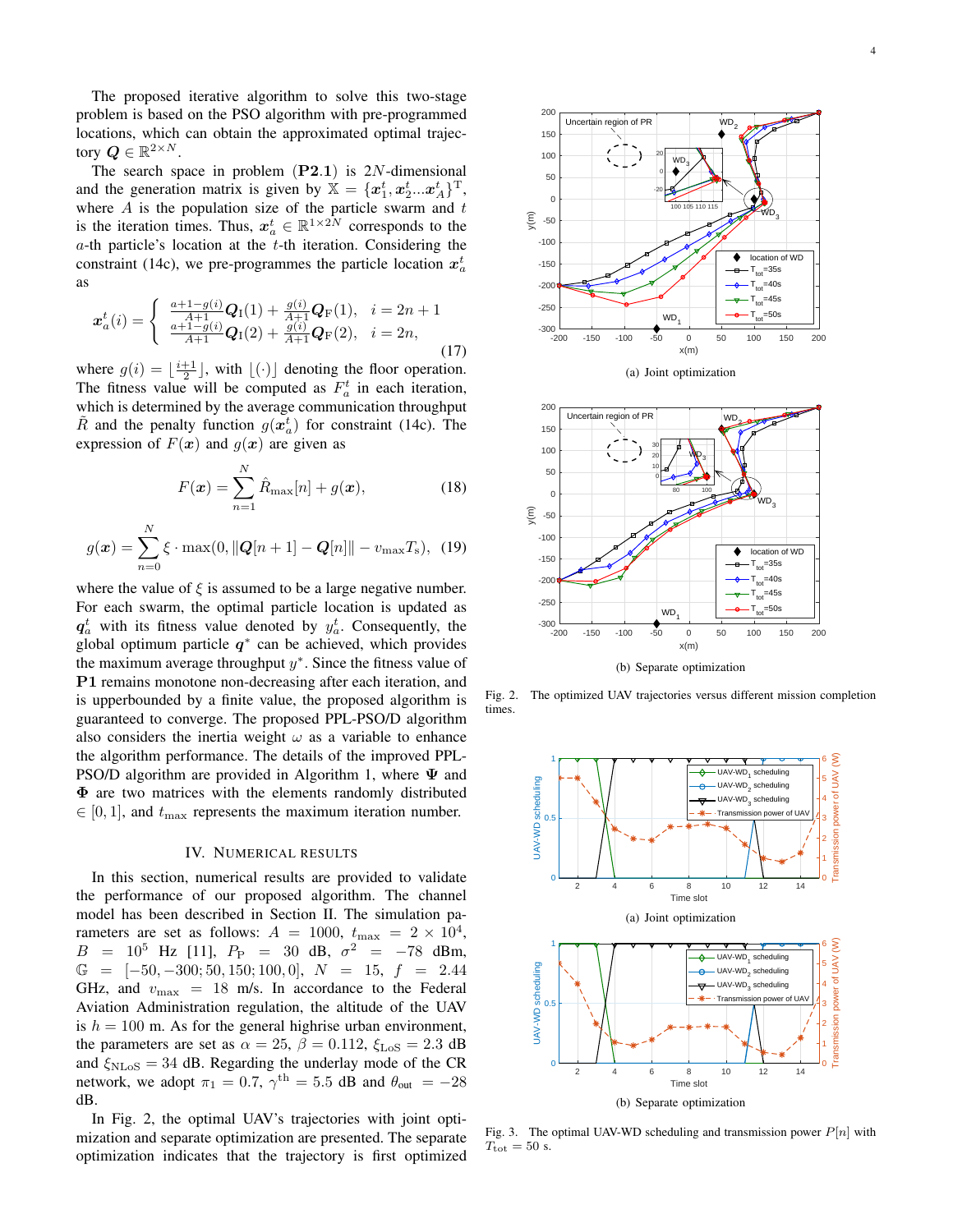The proposed iterative algorithm to solve this two-stage problem is based on the PSO algorithm with pre-programmed locations, which can obtain the approximated optimal trajectory $\boldsymbol{Q} \in \mathbb{R}^{2\times N}$.

The search space in problem (**P2.1**) is $2N$-dimensional and the generation matrix is given by $\mathbb{X} = \{\boldsymbol{x}_1^t, \boldsymbol{x}_2^t ... \boldsymbol{x}_A^t\}^{\mathrm{T}}$, where $A$ is the population size of the particle swarm and $t$ is the iteration times. Thus, $\boldsymbol{x}_a^t \in \mathbb{R}^{1\times 2N}$ corresponds to the $a$-th particle's location at the $t$-th iteration. Considering the constraint (14c), we pre-programmes the particle location $\boldsymbol{x}_a^t$ as

$$\boldsymbol{x}_a^t(i) = \begin{cases} \frac{a+1-g(i)}{A+1}\boldsymbol{Q}_{\mathrm{I}}(1) + \frac{g(i)}{A+1}\boldsymbol{Q}_{\mathrm{F}}(1), & i = 2n+1 \\ \frac{a+1-g(i)}{A+1}\boldsymbol{Q}_{\mathrm{I}}(2) + \frac{g(i)}{A+1}\boldsymbol{Q}_{\mathrm{F}}(2), & i = 2n, \end{cases} \tag{17}$$

where $g(i) = \lfloor \frac{i+1}{2} \rfloor$, with $\lfloor(\cdot)\rfloor$ denoting the floor operation. The fitness value will be computed as $F_a^t$ in each iteration, which is determined by the average communication throughput $\tilde{R}$ and the penalty function $g(\boldsymbol{x}_a^t)$ for constraint (14c). The expression of $F(\boldsymbol{x})$ and $g(\boldsymbol{x})$ are given as

$$F(\boldsymbol{x}) = \sum_{n=1}^{N} \hat{R}_{\max}[n] + g(\boldsymbol{x}), \tag{18}$$

$$g(\boldsymbol{x}) = \sum_{n=0}^{N} \xi \cdot \max(0, \|\boldsymbol{Q}[n+1] - \boldsymbol{Q}[n]\| - v_{\max}T_{\mathrm{s}}), \tag{19}$$

where the value of $\xi$ is assumed to be a large negative number. For each swarm, the optimal particle location is updated as $\boldsymbol{q}_a^t$ with its fitness value denoted by $y_a^t$. Consequently, the global optimum particle $\boldsymbol{q}^*$ can be achieved, which provides the maximum average throughput $y^*$. Since the fitness value of **P1** remains monotone non-decreasing after each iteration, and is upperbounded by a finite value, the proposed algorithm is guaranteed to converge. The proposed PPL-PSO/D algorithm also considers the inertia weight $\omega$ as a variable to enhance the algorithm performance. The details of the improved PPL-PSO/D algorithm are provided in Algorithm 1, where $\boldsymbol{\Psi}$ and $\boldsymbol{\Phi}$ are two matrices with the elements randomly distributed $\in [0, 1]$, and $t_{\max}$ represents the maximum iteration number.

## IV. Numerical Results

In this section, numerical results are provided to validate the performance of our proposed algorithm. The channel model has been described in Section II. The simulation parameters are set as follows: $A = 1000$, $t_{\max} = 2\times 10^4$, $B = 10^5$ Hz [11], $P_{\mathrm{P}} = 30$ dB, $\sigma^2 = -78$ dBm, $\mathbb{G} = [-50, -300; 50, 150; 100, 0]$, $N = 15$, $f = 2.44$ GHz, and $v_{\max} = 18$ m/s. In accordance to the Federal Aviation Administration regulation, the altitude of the UAV is $h = 100$ m. As for the general highrise urban environment, the parameters are set as $\alpha = 25$, $\beta = 0.112$, $\xi_{\mathrm{LoS}} = 2.3$ dB and $\xi_{\mathrm{NLoS}} = 34$ dB. Regarding the underlay mode of the CR network, we adopt $\pi_1 = 0.7$, $\gamma^{\mathrm{th}} = 5.5$ dB and $\theta_{\mathrm{out}} = -28$ dB.

In Fig. 2, the optimal UAV's trajectories with joint optimization and separate optimization are presented. The separate optimization indicates that the trajectory is first optimized

(a) Joint optimization

(b) Separate optimization

Fig. 2. The optimized UAV trajectories versus different mission completion times.

(a) Joint optimization

(b) Separate optimization

Fig. 3. The optimal UAV-WD scheduling and transmission power $P[n]$ with $T_{\mathrm{tot}} = 50$ s.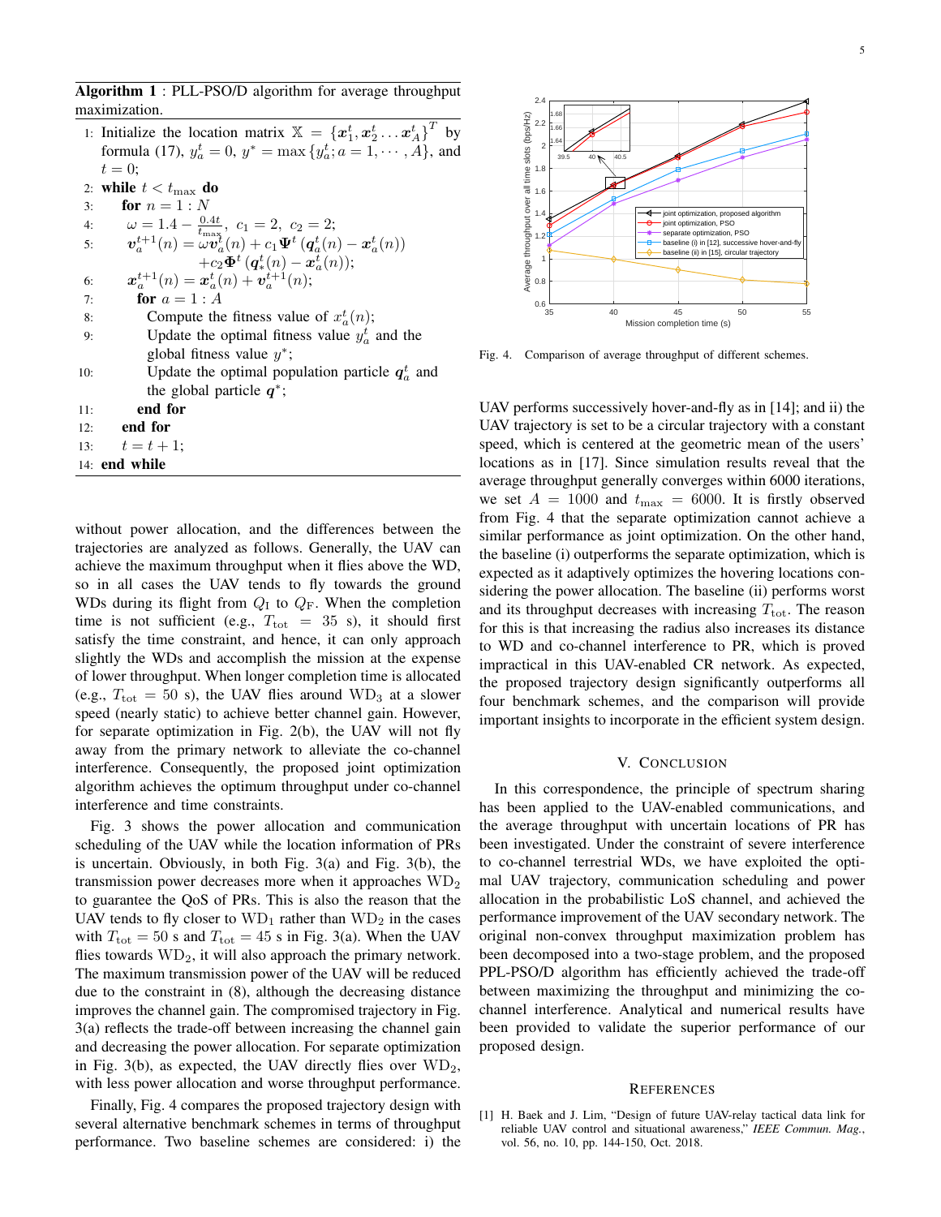**Algorithm 1** : PLL-PSO/D algorithm for average throughput maximization.

1: Initialize the location matrix $\mathbb{X} = \{\boldsymbol{x}_1^t, \boldsymbol{x}_2^t \ldots \boldsymbol{x}_A^t\}^T$ by formula (17), $y_a^t = 0$, $y^* = \max\{y_a^t; a = 1, \cdots, A\}$, and $t = 0$;
2: **while** $t < t_{\max}$ **do**
3: &nbsp;&nbsp;**for** $n = 1 : N$
4: &nbsp;&nbsp;&nbsp;&nbsp;$\omega = 1.4 - \frac{0.4t}{t_{\max}}$, $c_1 = 2$, $c_2 = 2$;
5: &nbsp;&nbsp;&nbsp;&nbsp;$\boldsymbol{v}_a^{t+1}(n) = \omega \boldsymbol{v}_a^t(n) + c_1 \boldsymbol{\Psi}^t\left(\boldsymbol{q}_a^t(n) - \boldsymbol{x}_a^t(n)\right) + c_2 \boldsymbol{\Phi}^t\left(\boldsymbol{q}_*^t(n) - \boldsymbol{x}_a^t(n)\right)$;
6: &nbsp;&nbsp;&nbsp;&nbsp;$\boldsymbol{x}_a^{t+1}(n) = \boldsymbol{x}_a^t(n) + \boldsymbol{v}_a^{t+1}(n)$;
7: &nbsp;&nbsp;&nbsp;&nbsp;**for** $a = 1 : A$
8: &nbsp;&nbsp;&nbsp;&nbsp;&nbsp;&nbsp;Compute the fitness value of $x_a^t(n)$;
9: &nbsp;&nbsp;&nbsp;&nbsp;&nbsp;&nbsp;Update the optimal fitness value $y_a^t$ and the global fitness value $y^*$;
10: &nbsp;&nbsp;&nbsp;&nbsp;&nbsp;&nbsp;Update the optimal population particle $\boldsymbol{q}_a^t$ and the global particle $\boldsymbol{q}^*$;
11: &nbsp;&nbsp;&nbsp;&nbsp;**end for**
12: &nbsp;&nbsp;**end for**
13: &nbsp;&nbsp;$t = t + 1$;
14: **end while**

without power allocation, and the differences between the trajectories are analyzed as follows. Generally, the UAV can achieve the maximum throughput when it flies above the WD, so in all cases the UAV tends to fly towards the ground WDs during its flight from $Q_{\rm I}$ to $Q_{\rm F}$. When the completion time is not sufficient (e.g., $T_{\rm tot} = 35$ s), it should first satisfy the time constraint, and hence, it can only approach slightly the WDs and accomplish the mission at the expense of lower throughput. When longer completion time is allocated (e.g., $T_{\rm tot} = 50$ s), the UAV flies around $\text{WD}_3$ at a slower speed (nearly static) to achieve better channel gain. However, for separate optimization in Fig. 2(b), the UAV will not fly away from the primary network to alleviate the co-channel interference. Consequently, the proposed joint optimization algorithm achieves the optimum throughput under co-channel interference and time constraints.

Fig. 3 shows the power allocation and communication scheduling of the UAV while the location information of PRs is uncertain. Obviously, in both Fig. 3(a) and Fig. 3(b), the transmission power decreases more when it approaches $\text{WD}_2$ to guarantee the QoS of PRs. This is also the reason that the UAV tends to fly closer to $\text{WD}_1$ rather than $\text{WD}_2$ in the cases with $T_{\rm tot} = 50$ s and $T_{\rm tot} = 45$ s in Fig. 3(a). When the UAV flies towards $\text{WD}_2$, it will also approach the primary network. The maximum transmission power of the UAV will be reduced due to the constraint in (8), although the decreasing distance improves the channel gain. The compromised trajectory in Fig. 3(a) reflects the trade-off between increasing the channel gain and decreasing the power allocation. For separate optimization in Fig. 3(b), as expected, the UAV directly flies over $\text{WD}_2$, with less power allocation and worse throughput performance.

Finally, Fig. 4 compares the proposed trajectory design with several alternative benchmark schemes in terms of throughput performance. Two baseline schemes are considered: i) the UAV performs successively hover-and-fly as in [14]; and ii) the UAV trajectory is set to be a circular trajectory with a constant speed, which is centered at the geometric mean of the users' locations as in [17]. Since simulation results reveal that the average throughput generally converges within 6000 iterations, we set $A = 1000$ and $t_{\max} = 6000$. It is firstly observed from Fig. 4 that the separate optimization cannot achieve a similar performance as joint optimization. On the other hand, the baseline (i) outperforms the separate optimization, which is expected as it adaptively optimizes the hovering locations considering the power allocation. The baseline (ii) performs worst and its throughput decreases with increasing $T_{\rm tot}$. The reason for this is that increasing the radius also increases its distance to WD and co-channel interference to PR, which is proved impractical in this UAV-enabled CR network. As expected, the proposed trajectory design significantly outperforms all four benchmark schemes, and the comparison will provide important insights to incorporate in the efficient system design.

Fig. 4. Comparison of average throughput of different schemes.

## V. Conclusion

In this correspondence, the principle of spectrum sharing has been applied to the UAV-enabled communications, and the average throughput with uncertain locations of PR has been investigated. Under the constraint of severe interference to co-channel terrestrial WDs, we have exploited the optimal UAV trajectory, communication scheduling and power allocation in the probabilistic LoS channel, and achieved the performance improvement of the UAV secondary network. The original non-convex throughput maximization problem has been decomposed into a two-stage problem, and the proposed PPL-PSO/D algorithm has efficiently achieved the trade-off between maximizing the throughput and minimizing the co-channel interference. Analytical and numerical results have been provided to validate the superior performance of our proposed design.

## References

[1] H. Baek and J. Lim, "Design of future UAV-relay tactical data link for reliable UAV control and situational awareness," *IEEE Commun. Mag.*, vol. 56, no. 10, pp. 144-150, Oct. 2018.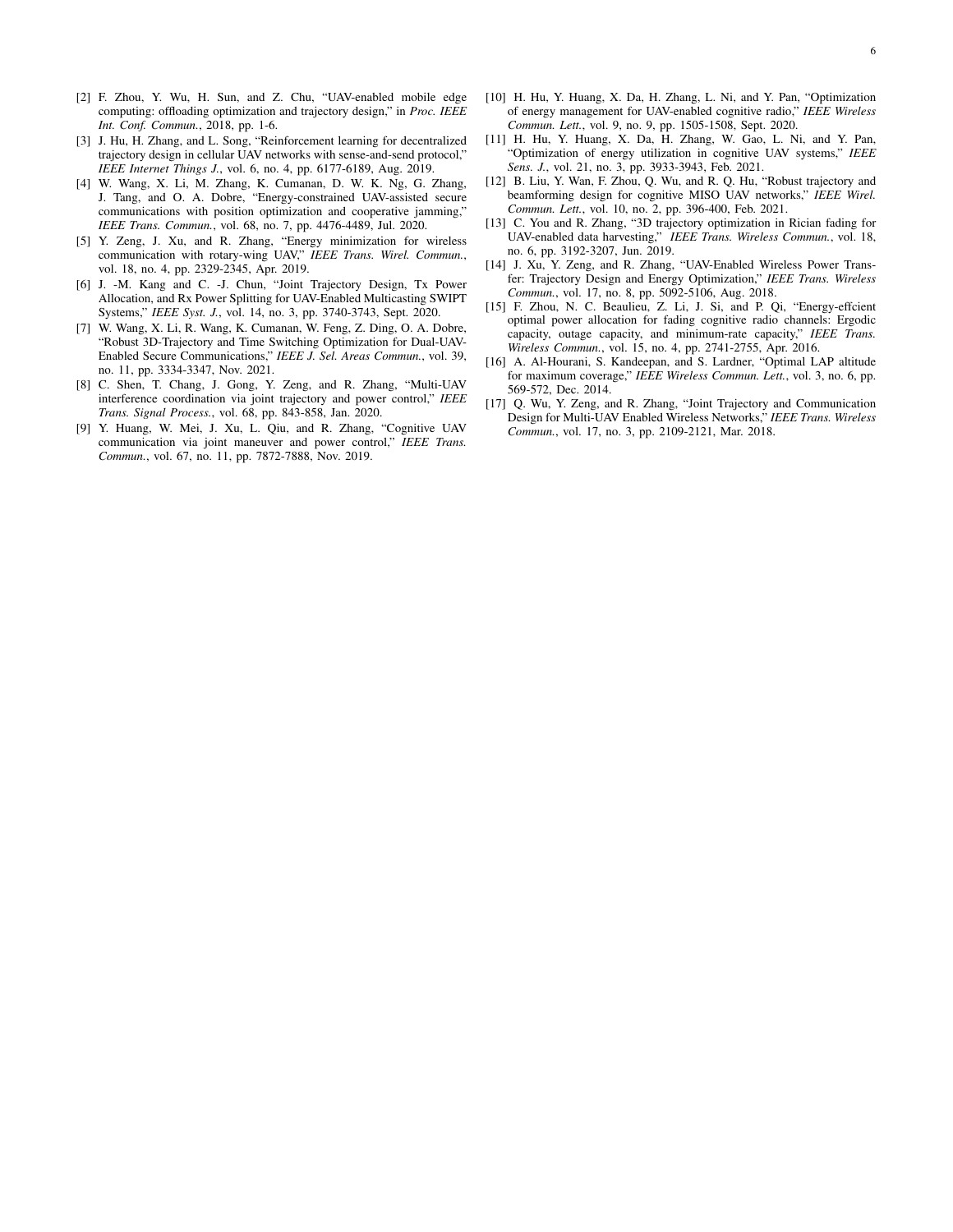[2] F. Zhou, Y. Wu, H. Sun, and Z. Chu, "UAV-enabled mobile edge computing: offloading optimization and trajectory design," in *Proc. IEEE Int. Conf. Commun.*, 2018, pp. 1-6.

[3] J. Hu, H. Zhang, and L. Song, "Reinforcement learning for decentralized trajectory design in cellular UAV networks with sense-and-send protocol," *IEEE Internet Things J.*, vol. 6, no. 4, pp. 6177-6189, Aug. 2019.

[4] W. Wang, X. Li, M. Zhang, K. Cumanan, D. W. K. Ng, G. Zhang, J. Tang, and O. A. Dobre, "Energy-constrained UAV-assisted secure communications with position optimization and cooperative jamming," *IEEE Trans. Commun.*, vol. 68, no. 7, pp. 4476-4489, Jul. 2020.

[5] Y. Zeng, J. Xu, and R. Zhang, "Energy minimization for wireless communication with rotary-wing UAV," *IEEE Trans. Wirel. Commun.*, vol. 18, no. 4, pp. 2329-2345, Apr. 2019.

[6] J. -M. Kang and C. -J. Chun, "Joint Trajectory Design, Tx Power Allocation, and Rx Power Splitting for UAV-Enabled Multicasting SWIPT Systems," *IEEE Syst. J.*, vol. 14, no. 3, pp. 3740-3743, Sept. 2020.

[7] W. Wang, X. Li, R. Wang, K. Cumanan, W. Feng, Z. Ding, O. A. Dobre, "Robust 3D-Trajectory and Time Switching Optimization for Dual-UAV-Enabled Secure Communications," *IEEE J. Sel. Areas Commun.*, vol. 39, no. 11, pp. 3334-3347, Nov. 2021.

[8] C. Shen, T. Chang, J. Gong, Y. Zeng, and R. Zhang, "Multi-UAV interference coordination via joint trajectory and power control," *IEEE Trans. Signal Process.*, vol. 68, pp. 843-858, Jan. 2020.

[9] Y. Huang, W. Mei, J. Xu, L. Qiu, and R. Zhang, "Cognitive UAV communication via joint maneuver and power control," *IEEE Trans. Commun.*, vol. 67, no. 11, pp. 7872-7888, Nov. 2019.

[10] H. Hu, Y. Huang, X. Da, H. Zhang, L. Ni, and Y. Pan, "Optimization of energy management for UAV-enabled cognitive radio," *IEEE Wireless Commun. Lett.*, vol. 9, no. 9, pp. 1505-1508, Sept. 2020.

[11] H. Hu, Y. Huang, X. Da, H. Zhang, W. Gao, L. Ni, and Y. Pan, "Optimization of energy utilization in cognitive UAV systems," *IEEE Sens. J.*, vol. 21, no. 3, pp. 3933-3943, Feb. 2021.

[12] B. Liu, Y. Wan, F. Zhou, Q. Wu, and R. Q. Hu, "Robust trajectory and beamforming design for cognitive MISO UAV networks," *IEEE Wirel. Commun. Lett.*, vol. 10, no. 2, pp. 396-400, Feb. 2021.

[13] C. You and R. Zhang, "3D trajectory optimization in Rician fading for UAV-enabled data harvesting," *IEEE Trans. Wireless Commun.*, vol. 18, no. 6, pp. 3192-3207, Jun. 2019.

[14] J. Xu, Y. Zeng, and R. Zhang, "UAV-Enabled Wireless Power Transfer: Trajectory Design and Energy Optimization," *IEEE Trans. Wireless Commun.*, vol. 17, no. 8, pp. 5092-5106, Aug. 2018.

[15] F. Zhou, N. C. Beaulieu, Z. Li, J. Si, and P. Qi, "Energy-effcient optimal power allocation for fading cognitive radio channels: Ergodic capacity, outage capacity, and minimum-rate capacity," *IEEE Trans. Wireless Commun.*, vol. 15, no. 4, pp. 2741-2755, Apr. 2016.

[16] A. Al-Hourani, S. Kandeepan, and S. Lardner, "Optimal LAP altitude for maximum coverage," *IEEE Wireless Commun. Lett.*, vol. 3, no. 6, pp. 569-572, Dec. 2014.

[17] Q. Wu, Y. Zeng, and R. Zhang, "Joint Trajectory and Communication Design for Multi-UAV Enabled Wireless Networks," *IEEE Trans. Wireless Commun.*, vol. 17, no. 3, pp. 2109-2121, Mar. 2018.